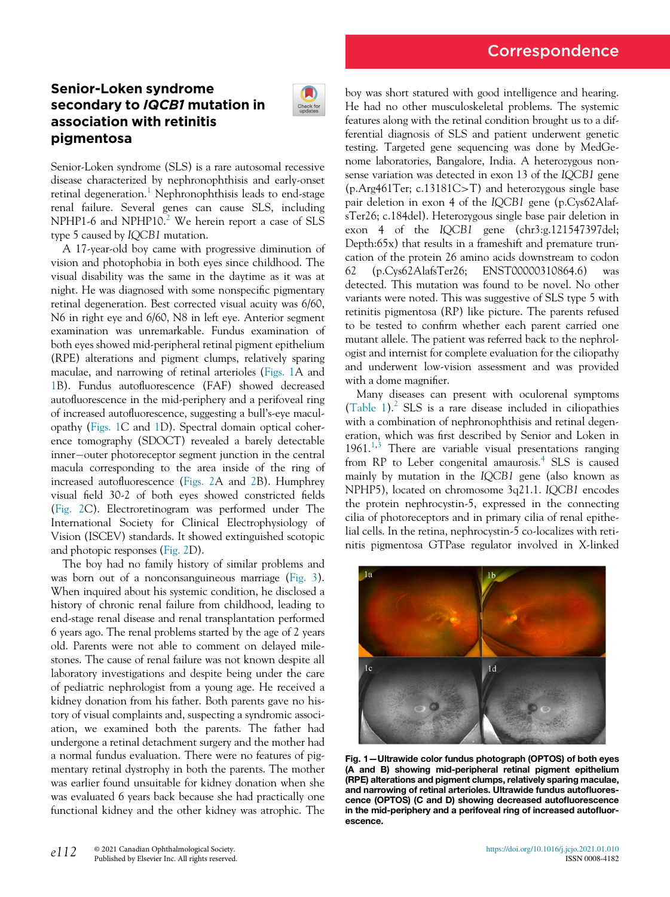Correspondence

# Senior-Loken syndrome secondary to *IQCB1* mutation in association with retinitis pigmentosa

Senior-Loken syndrome (SLS) is a rare autosomal recessive disease characterized by nephronophthisis and early-onset retinal degeneration.[1] Nephronophthisis leads to end-stage renal failure. Several genes can cause SLS, including NPHP1-6 and NPHP10.[2] We herein report a case of SLS type 5 caused by *IQCB1* mutation.

A 17-year-old boy came with progressive diminution of vision and photophobia in both eyes since childhood. The visual disability was the same in the daytime as it was at night. He was diagnosed with some nonspecific pigmentary retinal degeneration. Best corrected visual acuity was 6/60, N6 in right eye and 6/60, N8 in left eye. Anterior segment examination was unremarkable. Fundus examination of both eyes showed mid-peripheral retinal pigment epithelium (RPE) alterations and pigment clumps, relatively sparing maculae, and narrowing of retinal arterioles (Figs. 1A and 1B). Fundus autofluorescence (FAF) showed decreased autofluorescence in the mid-periphery and a perifoveal ring of increased autofluorescence, suggesting a bull's-eye maculopathy (Figs. 1C and 1D). Spectral domain optical coherence tomography (SDOCT) revealed a barely detectable inner−outer photoreceptor segment junction in the central macula corresponding to the area inside of the ring of increased autofluorescence (Figs. 2A and 2B). Humphrey visual field 30-2 of both eyes showed constricted fields (Fig. 2C). Electroretinogram was performed under The International Society for Clinical Electrophysiology of Vision (ISCEV) standards. It showed extinguished scotopic and photopic responses (Fig. 2D).

The boy had no family history of similar problems and was born out of a nonconsanguineous marriage (Fig. 3). When inquired about his systemic condition, he disclosed a history of chronic renal failure from childhood, leading to end-stage renal disease and renal transplantation performed 6 years ago. The renal problems started by the age of 2 years old. Parents were not able to comment on delayed milestones. The cause of renal failure was not known despite all laboratory investigations and despite being under the care of pediatric nephrologist from a young age. He received a kidney donation from his father. Both parents gave no history of visual complaints and, suspecting a syndromic association, we examined both the parents. The father had undergone a retinal detachment surgery and the mother had a normal fundus evaluation. There were no features of pigmentary retinal dystrophy in both the parents. The mother was earlier found unsuitable for kidney donation when she was evaluated 6 years back because she had practically one functional kidney and the other kidney was atrophic. The boy was short statured with good intelligence and hearing. He had no other musculoskeletal problems. The systemic features along with the retinal condition brought us to a differential diagnosis of SLS and patient underwent genetic testing. Targeted gene sequencing was done by MedGenome laboratories, Bangalore, India. A heterozygous nonsense variation was detected in exon 13 of the *IQCB1* gene (p.Arg461Ter; c.13181C>T) and heterozygous single base pair deletion in exon 4 of the *IQCB1* gene (p.Cys62AlafsTer26; c.184del). Heterozygous single base pair deletion in exon 4 of the *IQCB1* gene (chr3:g.121547397del; Depth:65x) that results in a frameshift and premature truncation of the protein 26 amino acids downstream to codon 62 (p.Cys62AlafsTer26; ENST00000310864.6) was detected. This mutation was found to be novel. No other variants were noted. This was suggestive of SLS type 5 with retinitis pigmentosa (RP) like picture. The parents refused to be tested to confirm whether each parent carried one mutant allele. The patient was referred back to the nephrologist and internist for complete evaluation for the ciliopathy and underwent low-vision assessment and was provided with a dome magnifier.

Many diseases can present with oculorenal symptoms (Table 1).[2] SLS is a rare disease included in ciliopathies with a combination of nephronophthisis and retinal degeneration, which was first described by Senior and Loken in 1961.[1,3] There are variable visual presentations ranging from RP to Leber congenital amaurosis.[4] SLS is caused mainly by mutation in the *IQCB1* gene (also known as NPHP5), located on chromosome 3q21.1. *IQCB1* encodes the protein nephrocystin-5, expressed in the connecting cilia of photoreceptors and in primary cilia of renal epithelial cells. In the retina, nephrocystin-5 co-localizes with retinitis pigmentosa GTPase regulator involved in X-linked

**Fig. 1—Ultrawide color fundus photograph (OPTOS) of both eyes (A and B) showing mid-peripheral retinal pigment epithelium (RPE) alterations and pigment clumps, relatively sparing maculae, and narrowing of retinal arterioles. Ultrawide fundus autofluorescence (OPTOS) (C and D) showing decreased autofluorescence in the mid-periphery and a perifoveal ring of increased autofluorescence.**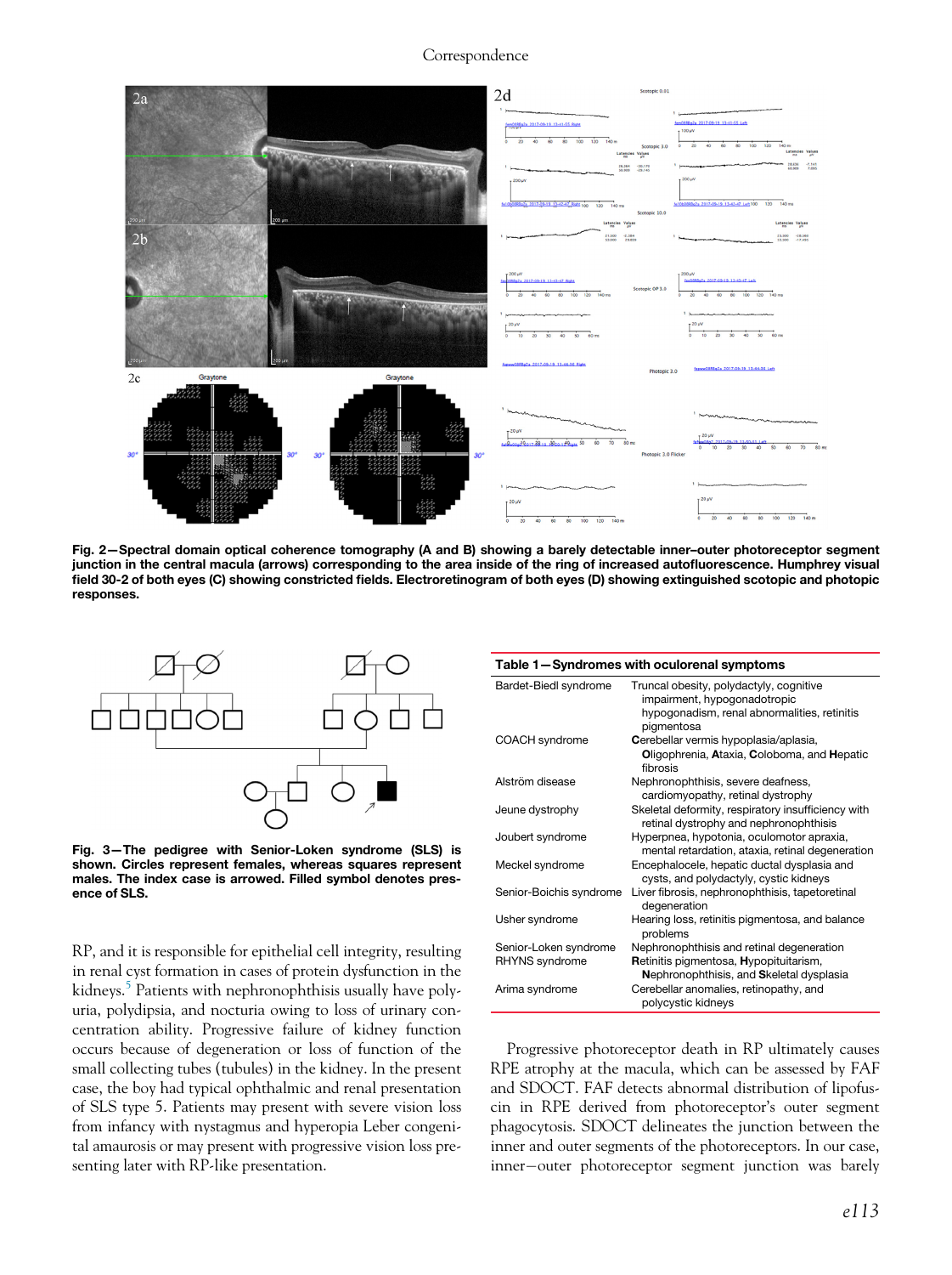**Fig. 2—Spectral domain optical coherence tomography (A and B) showing a barely detectable inner–outer photoreceptor segment junction in the central macula (arrows) corresponding to the area inside of the ring of increased autofluorescence. Humphrey visual field 30-2 of both eyes (C) showing constricted fields. Electroretinogram of both eyes (D) showing extinguished scotopic and photopic responses.**

**Fig. 3—The pedigree with Senior-Loken syndrome (SLS) is shown. Circles represent females, whereas squares represent males. The index case is arrowed. Filled symbol denotes presence of SLS.**

RP, and it is responsible for epithelial cell integrity, resulting in renal cyst formation in cases of protein dysfunction in the kidneys.[5] Patients with nephronophthisis usually have polyuria, polydipsia, and nocturia owing to loss of urinary concentration ability. Progressive failure of kidney function occurs because of degeneration or loss of function of the small collecting tubes (tubules) in the kidney. In the present case, the boy had typical ophthalmic and renal presentation of SLS type 5. Patients may present with severe vision loss from infancy with nystagmus and hyperopia Leber congenital amaurosis or may present with progressive vision loss presenting later with RP-like presentation.

**Table 1—Syndromes with oculorenal symptoms**

| | |
|---|---|
| Bardet-Biedl syndrome | Truncal obesity, polydactyly, cognitive impairment, hypogonadotropic hypogonadism, renal abnormalities, retinitis pigmentosa |
| COACH syndrome | **C**erebellar vermis hypoplasia/aplasia, **O**ligophrenia, **A**taxia, **C**oloboma, and **H**epatic fibrosis |
| Alström disease | Nephronophthisis, severe deafness, cardiomyopathy, retinal dystrophy |
| Jeune dystrophy | Skeletal deformity, respiratory insufficiency with retinal dystrophy and nephronophthisis |
| Joubert syndrome | Hyperpnea, hypotonia, oculomotor apraxia, mental retardation, ataxia, retinal degeneration |
| Meckel syndrome | Encephalocele, hepatic ductal dysplasia and cysts, and polydactyly, cystic kidneys |
| Senior-Boichis syndrome | Liver fibrosis, nephronophthisis, tapetoretinal degeneration |
| Usher syndrome | Hearing loss, retinitis pigmentosa, and balance problems |
| Senior-Loken syndrome | Nephronophthisis and retinal degeneration |
| RHYNS syndrome | **R**etinitis pigmentosa, **Hy**popituitarism, **N**ephronophthisis, and **S**keletal dysplasia |
| Arima syndrome | Cerebellar anomalies, retinopathy, and polycystic kidneys |

Progressive photoreceptor death in RP ultimately causes RPE atrophy at the macula, which can be assessed by FAF and SDOCT. FAF detects abnormal distribution of lipofuscin in RPE derived from photoreceptor's outer segment phagocytosis. SDOCT delineates the junction between the inner and outer segments of the photoreceptors. In our case, inner–outer photoreceptor segment junction was barely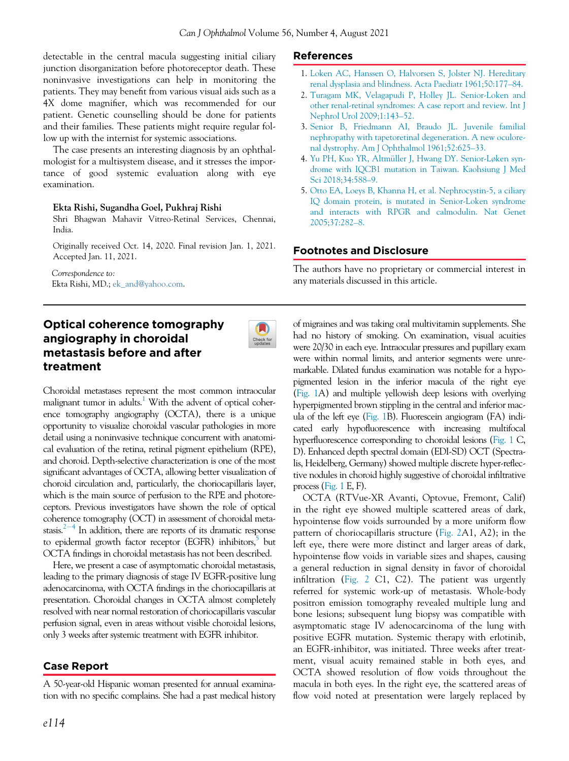detectable in the central macula suggesting initial ciliary junction disorganization before photoreceptor death. These noninvasive investigations can help in monitoring the patients. They may benefit from various visual aids such as a 4X dome magnifier, which was recommended for our patient. Genetic counselling should be done for patients and their families. These patients might require regular follow up with the internist for systemic associations.

The case presents an interesting diagnosis by an ophthalmologist for a multisystem disease, and it stresses the importance of good systemic evaluation along with eye examination.

**Ekta Rishi, Sugandha Goel, Pukhraj Rishi**
Shri Bhagwan Mahavir Vitreo-Retinal Services, Chennai, India.

Originally received Oct. 14, 2020. Final revision Jan. 1, 2021. Accepted Jan. 11, 2021.

*Correspondence to:*
Ekta Rishi, MD.; ek_and@yahoo.com.

## References

1. Loken AC, Hanssen O, Halvorsen S, Jolster NJ. Hereditary renal dysplasia and blindness. Acta Paediatr 1961;50:177–84.
2. Turagam MK, Velagapudi P, Holley JL. Senior-Loken and other renal-retinal syndromes: A case report and review. Int J Nephrol Urol 2009;1:143–52.
3. Senior B, Friedmann AI, Braudo JL. Juvenile familial nephropathy with tapetoretinal degeneration. A new oculorenal dystrophy. Am J Ophthalmol 1961;52:625–33.
4. Yu PH, Kuo YR, Altmüller J, Hwang DY. Senior-Løken syndrome with IQCB1 mutation in Taiwan. Kaohsiung J Med Sci 2018;34:588–9.
5. Otto EA, Loeys B, Khanna H, et al. Nephrocystin-5, a ciliary IQ domain protein, is mutated in Senior-Loken syndrome and interacts with RPGR and calmodulin. Nat Genet 2005;37:282–8.

## Footnotes and Disclosure

The authors have no proprietary or commercial interest in any materials discussed in this article.

# Optical coherence tomography angiography in choroidal metastasis before and after treatment

Choroidal metastases represent the most common intraocular malignant tumor in adults.[1] With the advent of optical coherence tomography angiography (OCTA), there is a unique opportunity to visualize choroidal vascular pathologies in more detail using a noninvasive technique concurrent with anatomical evaluation of the retina, retinal pigment epithelium (RPE), and choroid. Depth-selective characterization is one of the most significant advantages of OCTA, allowing better visualization of choroid circulation and, particularly, the choriocapillaris layer, which is the main source of perfusion to the RPE and photoreceptors. Previous investigators have shown the role of optical coherence tomography (OCT) in assessment of choroidal metastasis.[2–4] In addition, there are reports of its dramatic response to epidermal growth factor receptor (EGFR) inhibitors,[5] but OCTA findings in choroidal metastasis has not been described.

Here, we present a case of asymptomatic choroidal metastasis, leading to the primary diagnosis of stage IV EGFR-positive lung adenocarcinoma, with OCTA findings in the choriocapillaris at presentation. Choroidal changes in OCTA almost completely resolved with near normal restoration of choriocapillaris vascular perfusion signal, even in areas without visible choroidal lesions, only 3 weeks after systemic treatment with EGFR inhibitor.

## Case Report

A 50-year-old Hispanic woman presented for annual examination with no specific complains. She had a past medical history of migraines and was taking oral multivitamin supplements. She had no history of smoking. On examination, visual acuities were 20/30 in each eye. Intraocular pressures and pupillary exam were within normal limits, and anterior segments were unremarkable. Dilated fundus examination was notable for a hypopigmented lesion in the inferior macula of the right eye (Fig. 1A) and multiple yellowish deep lesions with overlying hyperpigmented brown stippling in the central and inferior macula of the left eye (Fig. 1B). Fluorescein angiogram (FA) indicated early hypofluorescence with increasing multifocal hyperfluorescence corresponding to choroidal lesions (Fig. 1 C, D). Enhanced depth spectral domain (EDI-SD) OCT (Spectralis, Heidelberg, Germany) showed multiple discrete hyper-reflective nodules in choroid highly suggestive of choroidal infiltrative process (Fig. 1 E, F).

OCTA (RTVue-XR Avanti, Optovue, Fremont, Calif) in the right eye showed multiple scattered areas of dark, hypointense flow voids surrounded by a more uniform flow pattern of choriocapillaris structure (Fig. 2A1, A2); in the left eye, there were more distinct and larger areas of dark, hypointense flow voids in variable sizes and shapes, causing a general reduction in signal density in favor of choroidal infiltration (Fig. 2 C1, C2). The patient was urgently referred for systemic work-up of metastasis. Whole-body positron emission tomography revealed multiple lung and bone lesions; subsequent lung biopsy was compatible with asymptomatic stage IV adenocarcinoma of the lung with positive EGFR mutation. Systemic therapy with erlotinib, an EGFR-inhibitor, was initiated. Three weeks after treatment, visual acuity remained stable in both eyes, and OCTA showed resolution of flow voids throughout the macula in both eyes. In the right eye, the scattered areas of flow void noted at presentation were largely replaced by